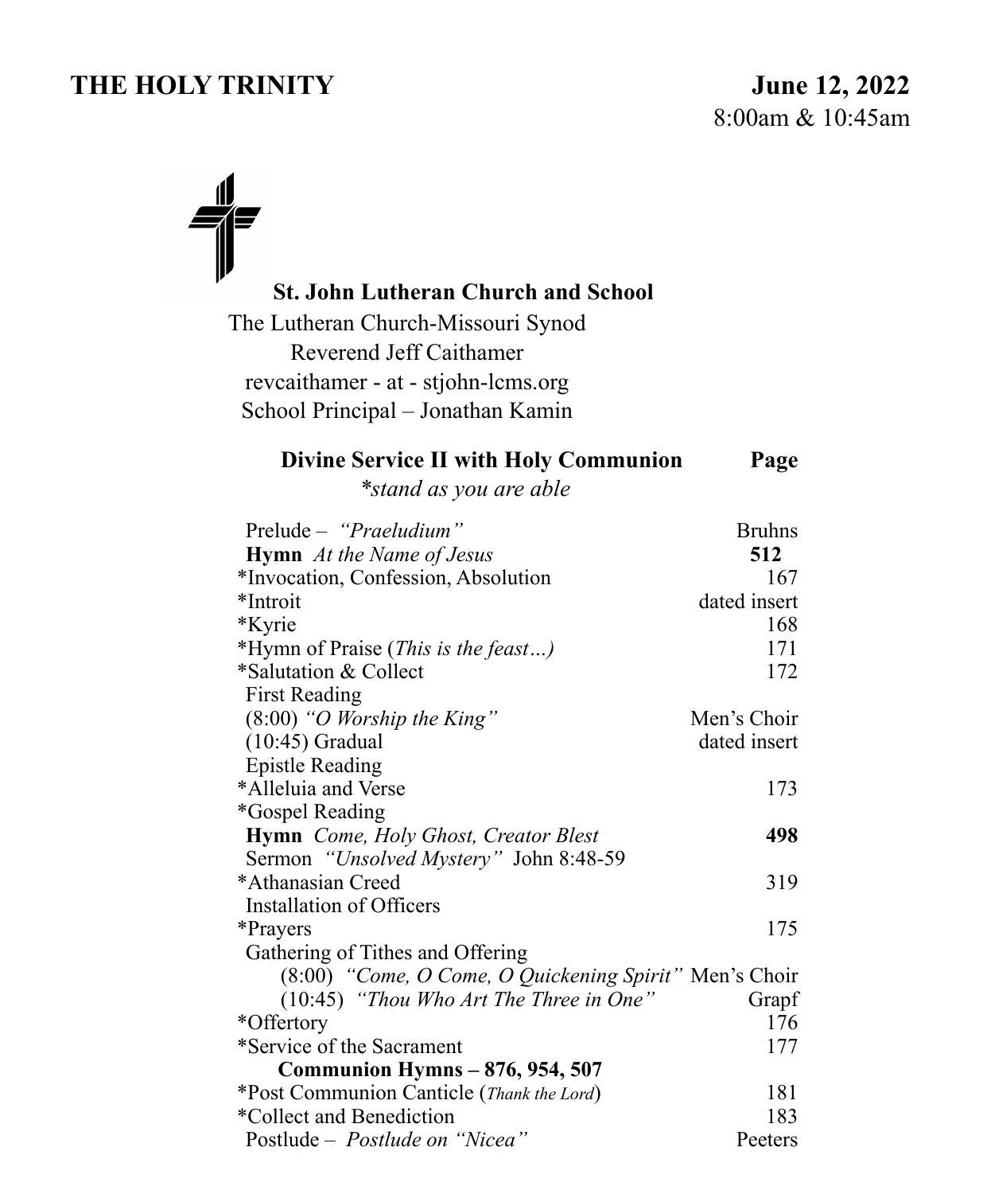# THE HOLY TRINITY

**June 12, 2022**
8:00am & 10:45am

**St. John Lutheran Church and School**
The Lutheran Church-Missouri Synod
Reverend Jeff Caithamer
revcaithamer - at - stjohn-lcms.org
School Principal – Jonathan Kamin

| **Divine Service II with Holy Communion** *\*stand as you are able* | **Page** |
|---|---|
| Prelude – *"Praeludium"* | Bruhns |
| **Hymn** *At the Name of Jesus* | **512** |
| *Invocation, Confession, Absolution | 167 |
| *Introit | dated insert |
| *Kyrie | 168 |
| *Hymn of Praise (*This is the feast…*) | 171 |
| *Salutation & Collect | 172 |
| First Reading | |
| (8:00) *"O Worship the King"* | Men's Choir |
| (10:45) Gradual | dated insert |
| Epistle Reading | |
| *Alleluia and Verse | 173 |
| *Gospel Reading | |
| **Hymn** *Come, Holy Ghost, Creator Blest* | **498** |
| Sermon *"Unsolved Mystery"* John 8:48-59 | |
| *Athanasian Creed | 319 |
| Installation of Officers | |
| *Prayers | 175 |
| Gathering of Tithes and Offering | |
| (8:00) *"Come, O Come, O Quickening Spirit"* | Men's Choir |
| (10:45) *"Thou Who Art The Three in One"* | Grapf |
| *Offertory | 176 |
| *Service of the Sacrament | 177 |
| **Communion Hymns – 876, 954, 507** | |
| *Post Communion Canticle (*Thank the Lord*) | 181 |
| *Collect and Benediction | 183 |
| Postlude – *Postlude on "Nicea"* | Peeters |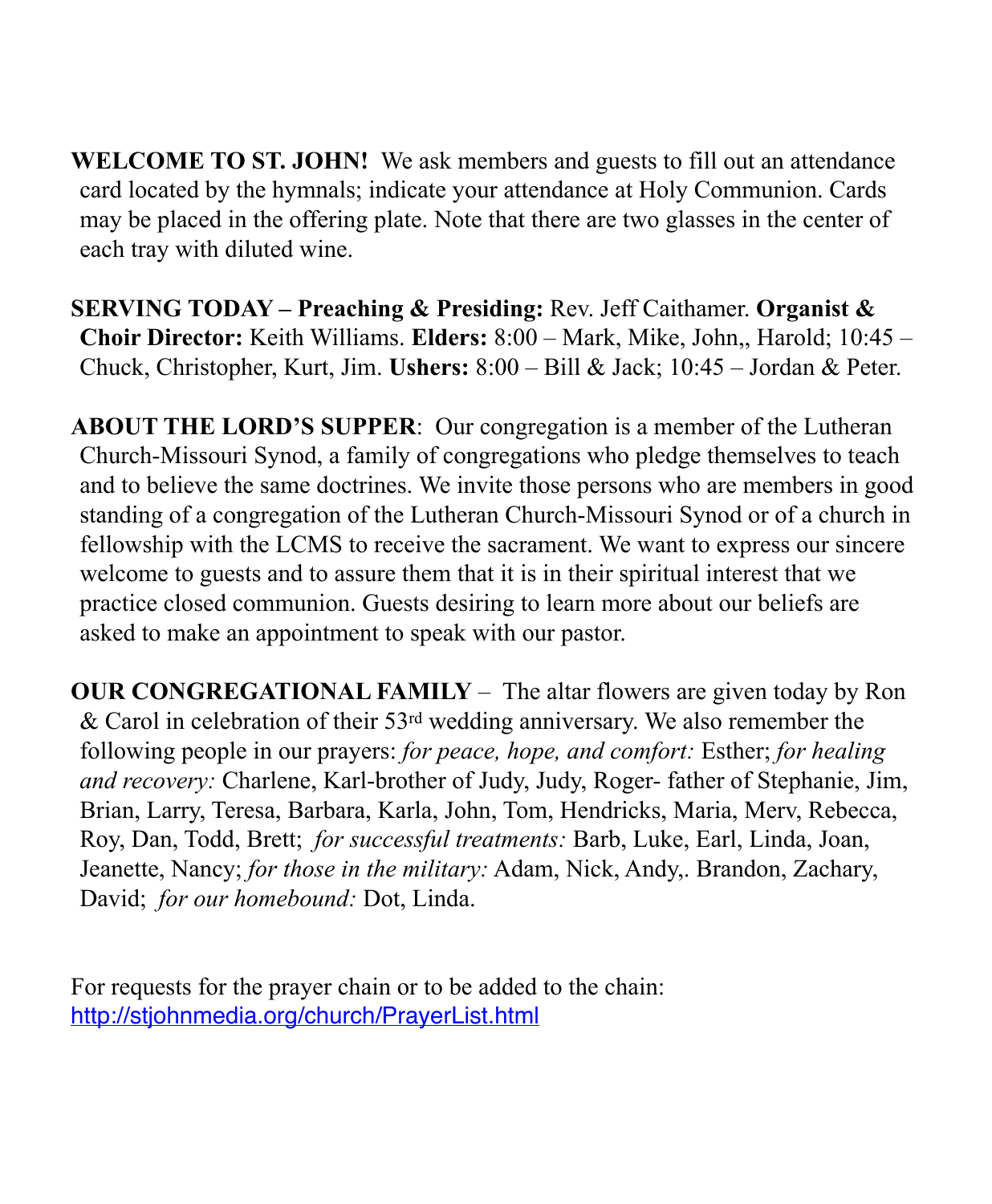**WELCOME TO ST. JOHN!** We ask members and guests to fill out an attendance card located by the hymnals; indicate your attendance at Holy Communion. Cards may be placed in the offering plate. Note that there are two glasses in the center of each tray with diluted wine.

**SERVING TODAY – Preaching & Presiding:** Rev. Jeff Caithamer. **Organist & Choir Director:** Keith Williams. **Elders:** 8:00 – Mark, Mike, John,, Harold; 10:45 – Chuck, Christopher, Kurt, Jim. **Ushers:** 8:00 – Bill & Jack; 10:45 – Jordan & Peter.

**ABOUT THE LORD'S SUPPER**: Our congregation is a member of the Lutheran Church-Missouri Synod, a family of congregations who pledge themselves to teach and to believe the same doctrines. We invite those persons who are members in good standing of a congregation of the Lutheran Church-Missouri Synod or of a church in fellowship with the LCMS to receive the sacrament. We want to express our sincere welcome to guests and to assure them that it is in their spiritual interest that we practice closed communion. Guests desiring to learn more about our beliefs are asked to make an appointment to speak with our pastor.

**OUR CONGREGATIONAL FAMILY** – The altar flowers are given today by Ron & Carol in celebration of their 53rd wedding anniversary. We also remember the following people in our prayers: *for peace, hope, and comfort:* Esther; *for healing and recovery:* Charlene, Karl-brother of Judy, Judy, Roger- father of Stephanie, Jim, Brian, Larry, Teresa, Barbara, Karla, John, Tom, Hendricks, Maria, Merv, Rebecca, Roy, Dan, Todd, Brett; *for successful treatments:* Barb, Luke, Earl, Linda, Joan, Jeanette, Nancy; *for those in the military:* Adam, Nick, Andy,. Brandon, Zachary, David; *for our homebound:* Dot, Linda.

For requests for the prayer chain or to be added to the chain:
http://stjohnmedia.org/church/PrayerList.html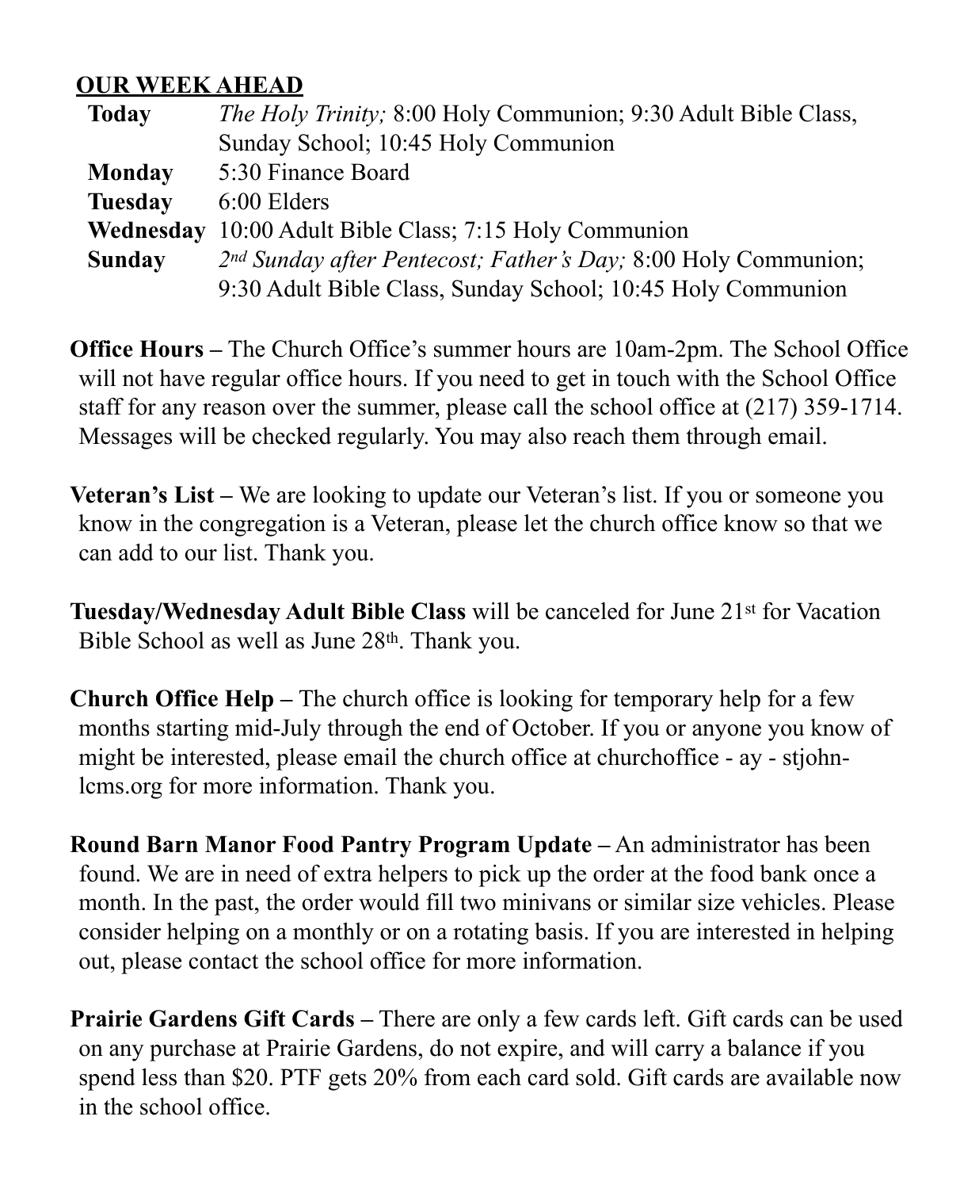**OUR WEEK AHEAD**

| | |
|---|---|
| **Today** | *The Holy Trinity;* 8:00 Holy Communion; 9:30 Adult Bible Class, Sunday School; 10:45 Holy Communion |
| **Monday** | 5:30 Finance Board |
| **Tuesday** | 6:00 Elders |
| **Wednesday** | 10:00 Adult Bible Class; 7:15 Holy Communion |
| **Sunday** | *2nd Sunday after Pentecost; Father's Day;* 8:00 Holy Communion; 9:30 Adult Bible Class, Sunday School; 10:45 Holy Communion |

**Office Hours –** The Church Office's summer hours are 10am-2pm. The School Office will not have regular office hours. If you need to get in touch with the School Office staff for any reason over the summer, please call the school office at (217) 359-1714. Messages will be checked regularly. You may also reach them through email.

**Veteran's List –** We are looking to update our Veteran's list. If you or someone you know in the congregation is a Veteran, please let the church office know so that we can add to our list. Thank you.

**Tuesday/Wednesday Adult Bible Class** will be canceled for June 21st for Vacation Bible School as well as June 28th. Thank you.

**Church Office Help –** The church office is looking for temporary help for a few months starting mid-July through the end of October. If you or anyone you know of might be interested, please email the church office at churchoffice - ay - stjohn-lcms.org for more information. Thank you.

**Round Barn Manor Food Pantry Program Update –** An administrator has been found. We are in need of extra helpers to pick up the order at the food bank once a month. In the past, the order would fill two minivans or similar size vehicles. Please consider helping on a monthly or on a rotating basis. If you are interested in helping out, please contact the school office for more information.

**Prairie Gardens Gift Cards –** There are only a few cards left. Gift cards can be used on any purchase at Prairie Gardens, do not expire, and will carry a balance if you spend less than $20. PTF gets 20% from each card sold. Gift cards are available now in the school office.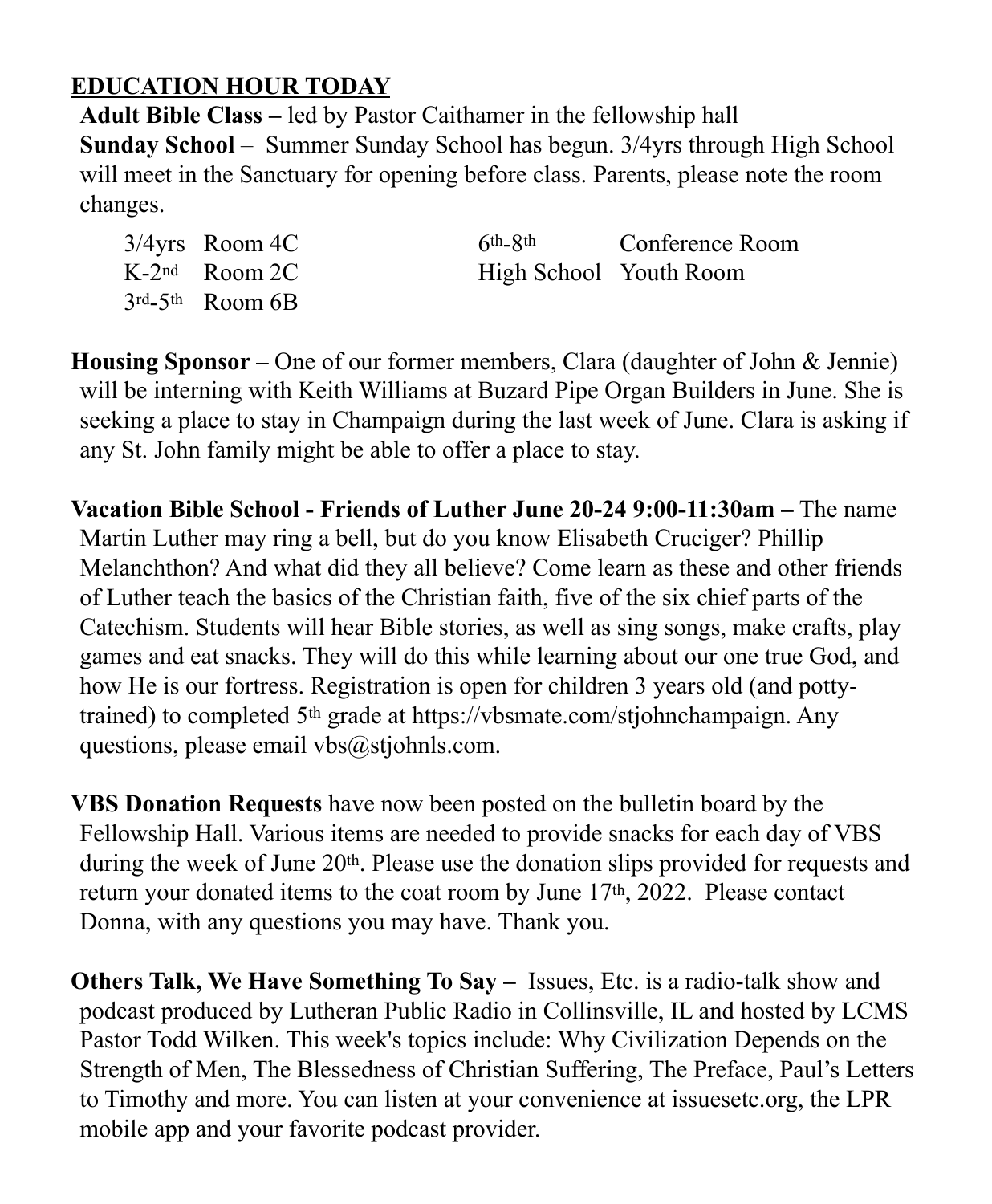## EDUCATION HOUR TODAY

**Adult Bible Class –** led by Pastor Caithamer in the fellowship hall

**Sunday School** – Summer Sunday School has begun. 3/4yrs through High School will meet in the Sanctuary for opening before class. Parents, please note the room changes.

| | |
|---|---|
| 3/4yrs | Room 4C |
| K-2nd | Room 2C |
| 3rd-5th | Room 6B |
| 6th-8th | Conference Room |
| High School | Youth Room |

**Housing Sponsor –** One of our former members, Clara (daughter of John & Jennie) will be interning with Keith Williams at Buzard Pipe Organ Builders in June. She is seeking a place to stay in Champaign during the last week of June. Clara is asking if any St. John family might be able to offer a place to stay.

**Vacation Bible School - Friends of Luther June 20-24 9:00-11:30am –** The name Martin Luther may ring a bell, but do you know Elisabeth Cruciger? Phillip Melanchthon? And what did they all believe? Come learn as these and other friends of Luther teach the basics of the Christian faith, five of the six chief parts of the Catechism. Students will hear Bible stories, as well as sing songs, make crafts, play games and eat snacks. They will do this while learning about our one true God, and how He is our fortress. Registration is open for children 3 years old (and potty-trained) to completed 5th grade at https://vbsmate.com/stjohnchampaign. Any questions, please email vbs@stjohnls.com.

**VBS Donation Requests** have now been posted on the bulletin board by the Fellowship Hall. Various items are needed to provide snacks for each day of VBS during the week of June 20th. Please use the donation slips provided for requests and return your donated items to the coat room by June 17th, 2022. Please contact Donna, with any questions you may have. Thank you.

**Others Talk, We Have Something To Say –** Issues, Etc. is a radio-talk show and podcast produced by Lutheran Public Radio in Collinsville, IL and hosted by LCMS Pastor Todd Wilken. This week's topics include: Why Civilization Depends on the Strength of Men, The Blessedness of Christian Suffering, The Preface, Paul's Letters to Timothy and more. You can listen at your convenience at issuesetc.org, the LPR mobile app and your favorite podcast provider.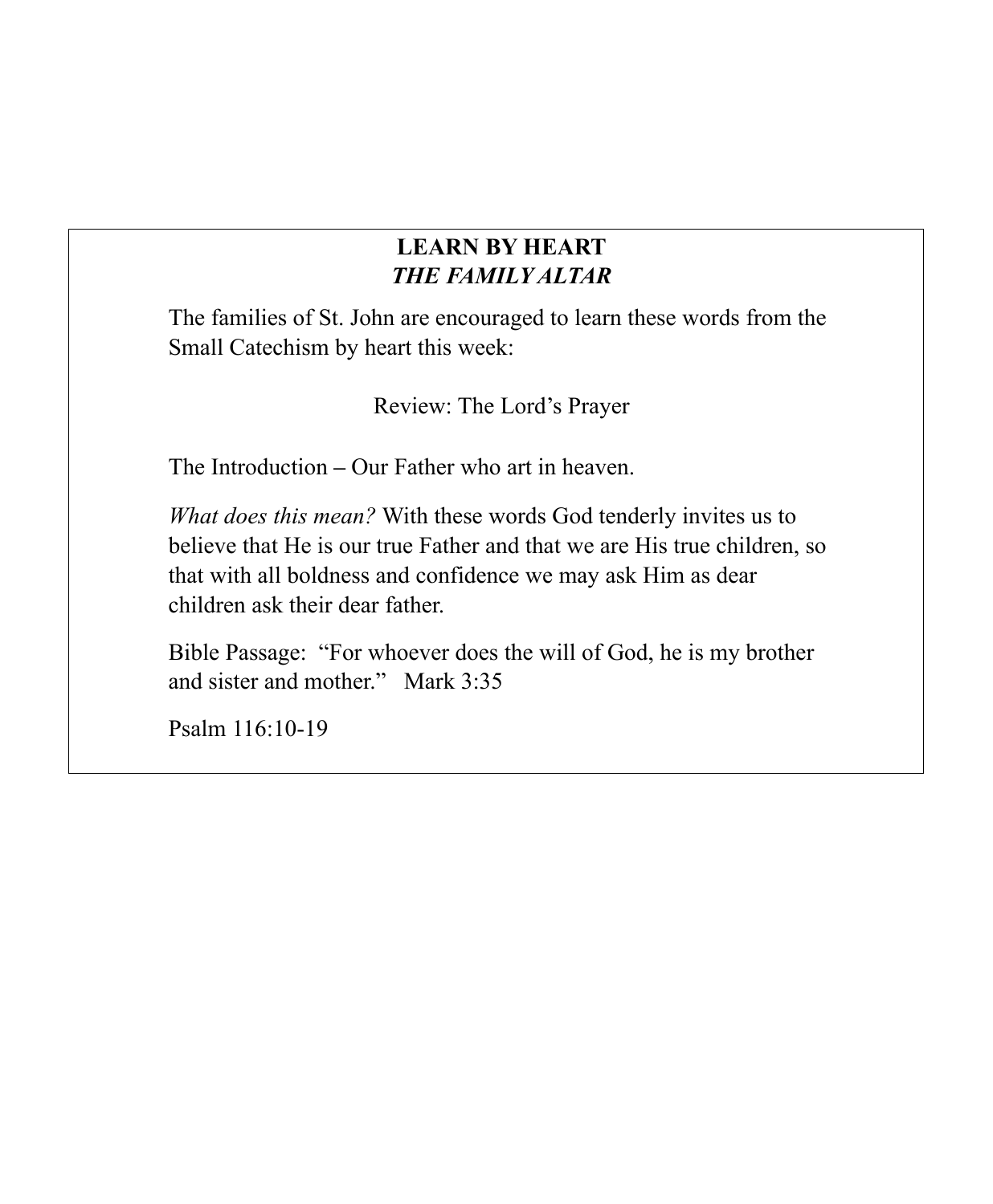## LEARN BY HEART

### *THE FAMILY ALTAR*

The families of St. John are encouraged to learn these words from the Small Catechism by heart this week:

Review: The Lord's Prayer

The Introduction – Our Father who art in heaven.

*What does this mean?* With these words God tenderly invites us to believe that He is our true Father and that we are His true children, so that with all boldness and confidence we may ask Him as dear children ask their dear father.

Bible Passage: "For whoever does the will of God, he is my brother and sister and mother." Mark 3:35

Psalm 116:10-19